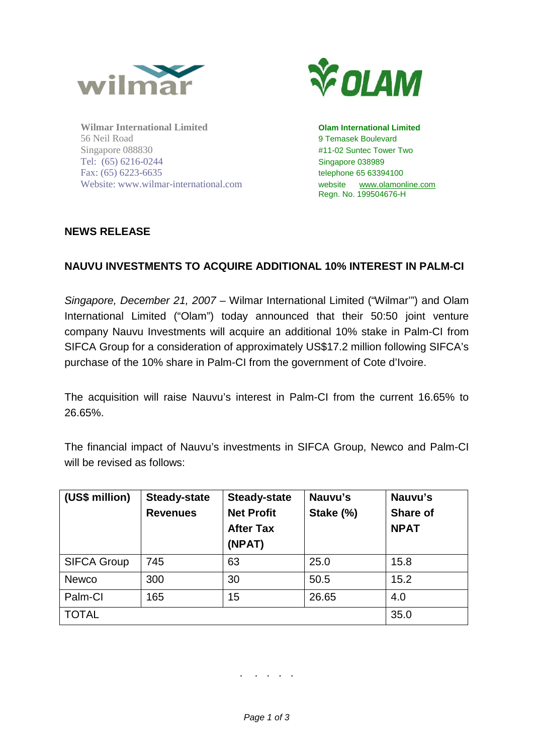**Wilmar International Limited**
56 Neil Road
Singapore 088830
Tel: (65) 6216-0244
Fax: (65) 6223-6635
Website: www.wilmar-international.com

**Olam International Limited**
9 Temasek Boulevard
#11-02 Suntec Tower Two
Singapore 038989
telephone 65 63394100
website www.olamonline.com
Regn. No. 199504676-H

## NEWS RELEASE

## NAUVU INVESTMENTS TO ACQUIRE ADDITIONAL 10% INTEREST IN PALM-CI

*Singapore, December 21, 2007* – Wilmar International Limited ("Wilmar'") and Olam International Limited ("Olam") today announced that their 50:50 joint venture company Nauvu Investments will acquire an additional 10% stake in Palm-CI from SIFCA Group for a consideration of approximately US$17.2 million following SIFCA's purchase of the 10% share in Palm-CI from the government of Cote d'Ivoire.

The acquisition will raise Nauvu's interest in Palm-CI from the current 16.65% to 26.65%.

The financial impact of Nauvu's investments in SIFCA Group, Newco and Palm-CI will be revised as follows:

| (US$ million) | Steady-state Revenues | Steady-state Net Profit After Tax (NPAT) | Nauvu's Stake (%) | Nauvu's Share of NPAT |
|---|---|---|---|---|
| SIFCA Group | 745 | 63 | 25.0 | 15.8 |
| Newco | 300 | 30 | 50.5 | 15.2 |
| Palm-CI | 165 | 15 | 26.65 | 4.0 |
| TOTAL | | | | 35.0 |

. . . . .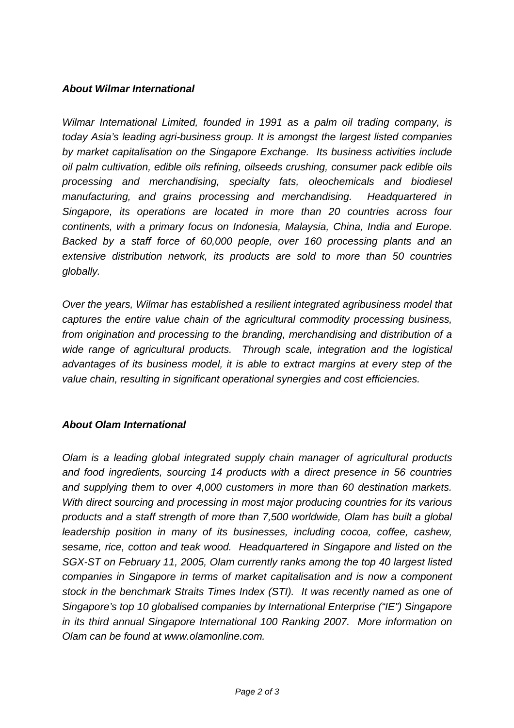### *About Wilmar International*

*Wilmar International Limited, founded in 1991 as a palm oil trading company, is today Asia's leading agri-business group. It is amongst the largest listed companies by market capitalisation on the Singapore Exchange. Its business activities include oil palm cultivation, edible oils refining, oilseeds crushing, consumer pack edible oils processing and merchandising, specialty fats, oleochemicals and biodiesel manufacturing, and grains processing and merchandising. Headquartered in Singapore, its operations are located in more than 20 countries across four continents, with a primary focus on Indonesia, Malaysia, China, India and Europe. Backed by a staff force of 60,000 people, over 160 processing plants and an extensive distribution network, its products are sold to more than 50 countries globally.*

*Over the years, Wilmar has established a resilient integrated agribusiness model that captures the entire value chain of the agricultural commodity processing business, from origination and processing to the branding, merchandising and distribution of a wide range of agricultural products. Through scale, integration and the logistical advantages of its business model, it is able to extract margins at every step of the value chain, resulting in significant operational synergies and cost efficiencies.*

### *About Olam International*

*Olam is a leading global integrated supply chain manager of agricultural products and food ingredients, sourcing 14 products with a direct presence in 56 countries and supplying them to over 4,000 customers in more than 60 destination markets. With direct sourcing and processing in most major producing countries for its various products and a staff strength of more than 7,500 worldwide, Olam has built a global leadership position in many of its businesses, including cocoa, coffee, cashew, sesame, rice, cotton and teak wood. Headquartered in Singapore and listed on the SGX-ST on February 11, 2005, Olam currently ranks among the top 40 largest listed companies in Singapore in terms of market capitalisation and is now a component stock in the benchmark Straits Times Index (STI). It was recently named as one of Singapore's top 10 globalised companies by International Enterprise ("IE") Singapore in its third annual Singapore International 100 Ranking 2007. More information on Olam can be found at www.olamonline.com.*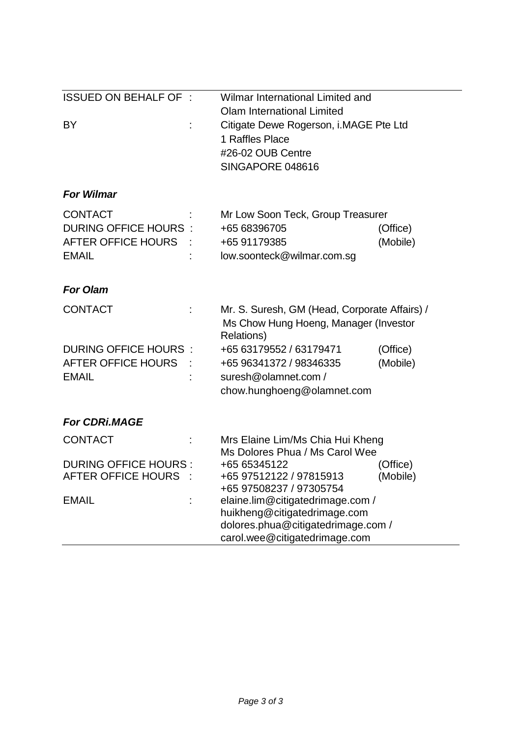| | | |
|---|---|---|
| ISSUED ON BEHALF OF : | Wilmar International Limited and<br>Olam International Limited | |
| BY : | Citigate Dewe Rogerson, i.MAGE Pte Ltd<br>1 Raffles Place<br>#26-02 OUB Centre<br>SINGAPORE 048616 | |

***For Wilmar***

| | | |
|---|---|---|
| CONTACT : | Mr Low Soon Teck, Group Treasurer | |
| DURING OFFICE HOURS : | +65 68396705 | (Office) |
| AFTER OFFICE HOURS : | +65 91179385 | (Mobile) |
| EMAIL : | low.soonteck@wilmar.com.sg | |

***For Olam***

| | | |
|---|---|---|
| CONTACT : | Mr. S. Suresh, GM (Head, Corporate Affairs) / Ms Chow Hung Hoeng, Manager (Investor Relations) | |
| DURING OFFICE HOURS : | +65 63179552 / 63179471 | (Office) |
| AFTER OFFICE HOURS : | +65 96341372 / 98346335 | (Mobile) |
| EMAIL : | suresh@olamnet.com /<br>chow.hunghoeng@olamnet.com | |

***For CDRi.MAGE***

| | | |
|---|---|---|
| CONTACT : | Mrs Elaine Lim/Ms Chia Hui Kheng<br>Ms Dolores Phua / Ms Carol Wee | |
| DURING OFFICE HOURS : | +65 65345122 | (Office) |
| AFTER OFFICE HOURS : | +65 97512122 / 97815913<br>+65 97508237 / 97305754 | (Mobile) |
| EMAIL : | elaine.lim@citigatedrimage.com /<br>huikheng@citigatedrimage.com<br>dolores.phua@citigatedrimage.com /<br>carol.wee@citigatedrimage.com | |